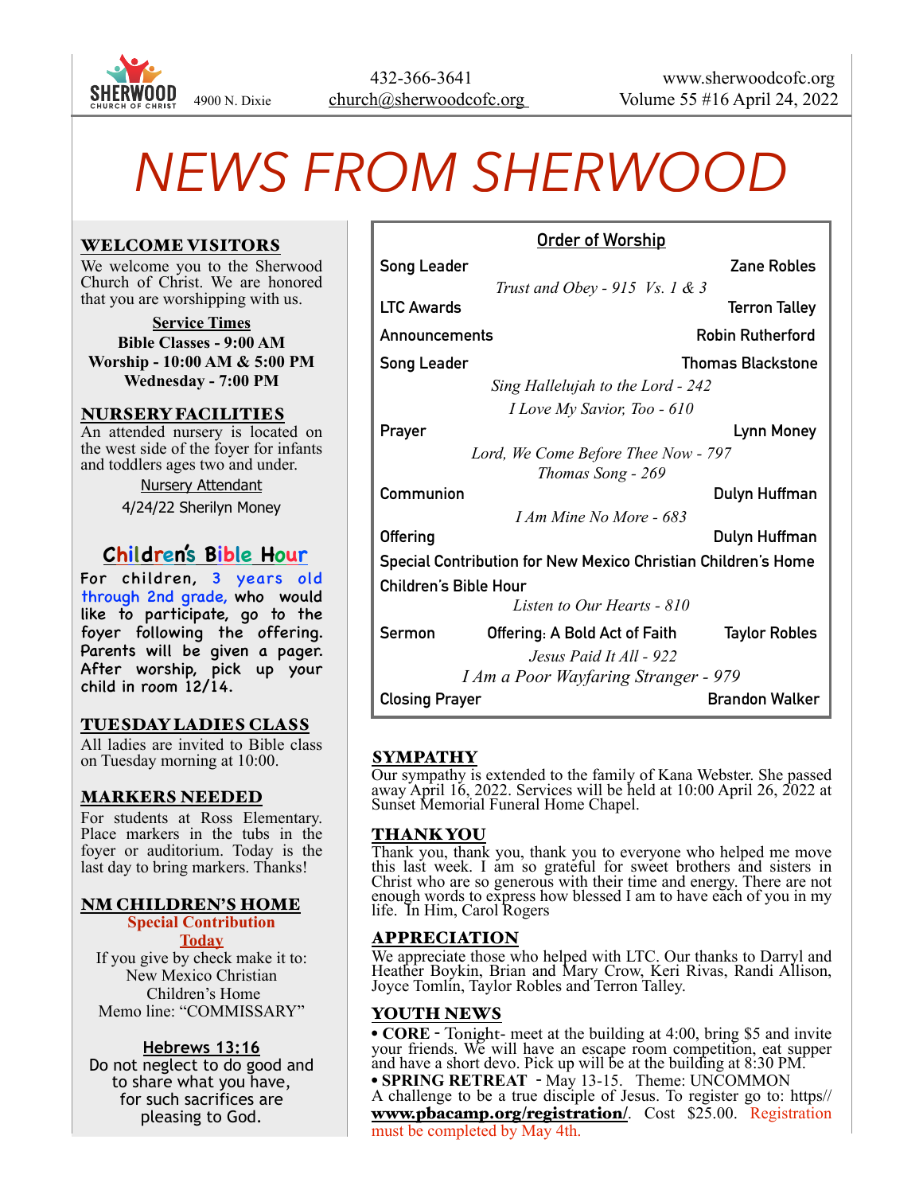SHERWOOD CHURCH OF CHRIST 4900 N. Dixie

432-366-3641
church@sherwoodcofc.org

www.sherwoodcofc.org
Volume 55 #16 April 24, 2022

# NEWS FROM SHERWOOD

## WELCOME VISITORS

We welcome you to the Sherwood Church of Christ. We are honored that you are worshipping with us.

**Service Times**
**Bible Classes - 9:00 AM**
**Worship - 10:00 AM & 5:00 PM**
**Wednesday - 7:00 PM**

## NURSERY FACILITIES

An attended nursery is located on the west side of the foyer for infants and toddlers ages two and under.

Nursery Attendant
4/24/22 Sherilyn Money

## Children's Bible Hour

For children, 3 years old through 2nd grade, who would like to participate, go to the foyer following the offering. Parents will be given a pager. After worship, pick up your child in room 12/14.

## TUESDAY LADIES CLASS

All ladies are invited to Bible class on Tuesday morning at 10:00.

## MARKERS NEEDED

For students at Ross Elementary. Place markers in the tubs in the foyer or auditorium. Today is the last day to bring markers. Thanks!

## NM CHILDREN'S HOME

**Special Contribution**
**Today**

If you give by check make it to:
New Mexico Christian Children's Home
Memo line: "COMMISSARY"

**Hebrews 13:16**
Do not neglect to do good and to share what you have, for such sacrifices are pleasing to God.

## Order of Worship

| | |
|---|---|
| Song Leader | Zane Robles |
| *Trust and Obey - 915 Vs. 1 & 3* | |
| LTC Awards | Terron Talley |
| Announcements | Robin Rutherford |
| Song Leader | Thomas Blackstone |
| *Sing Hallelujah to the Lord - 242* | |
| *I Love My Savior, Too - 610* | |
| Prayer | Lynn Money |
| *Lord, We Come Before Thee Now - 797* | |
| *Thomas Song - 269* | |
| Communion | Dulyn Huffman |
| *I Am Mine No More - 683* | |
| Offering | Dulyn Huffman |
| Special Contribution for New Mexico Christian Children's Home | |
| Children's Bible Hour | |
| *Listen to Our Hearts - 810* | |
| Sermon — Offering: A Bold Act of Faith | Taylor Robles |
| *Jesus Paid It All - 922* | |
| *I Am a Poor Wayfaring Stranger - 979* | |
| Closing Prayer | Brandon Walker |

## SYMPATHY

Our sympathy is extended to the family of Kana Webster. She passed away April 16, 2022. Services will be held at 10:00 April 26, 2022 at Sunset Memorial Funeral Home Chapel.

## THANK YOU

Thank you, thank you, thank you to everyone who helped me move this last week. I am so grateful for sweet brothers and sisters in Christ who are so generous with their time and energy. There are not enough words to express how blessed I am to have each of you in my life. In Him, Carol Rogers

## APPRECIATION

We appreciate those who helped with LTC. Our thanks to Darryl and Heather Boykin, Brian and Mary Crow, Keri Rivas, Randi Allison, Joyce Tomlin, Taylor Robles and Terron Talley.

## YOUTH NEWS

- **CORE** - Tonight- meet at the building at 4:00, bring $5 and invite your friends. We will have an escape room competition, eat supper and have a short devo. Pick up will be at the building at 8:30 PM.
- **SPRING RETREAT** - May 13-15. Theme: UNCOMMON
A challenge to be a true disciple of Jesus. To register go to: https//**www.pbacamp.org/registration/**. Cost $25.00. Registration must be completed by May 4th.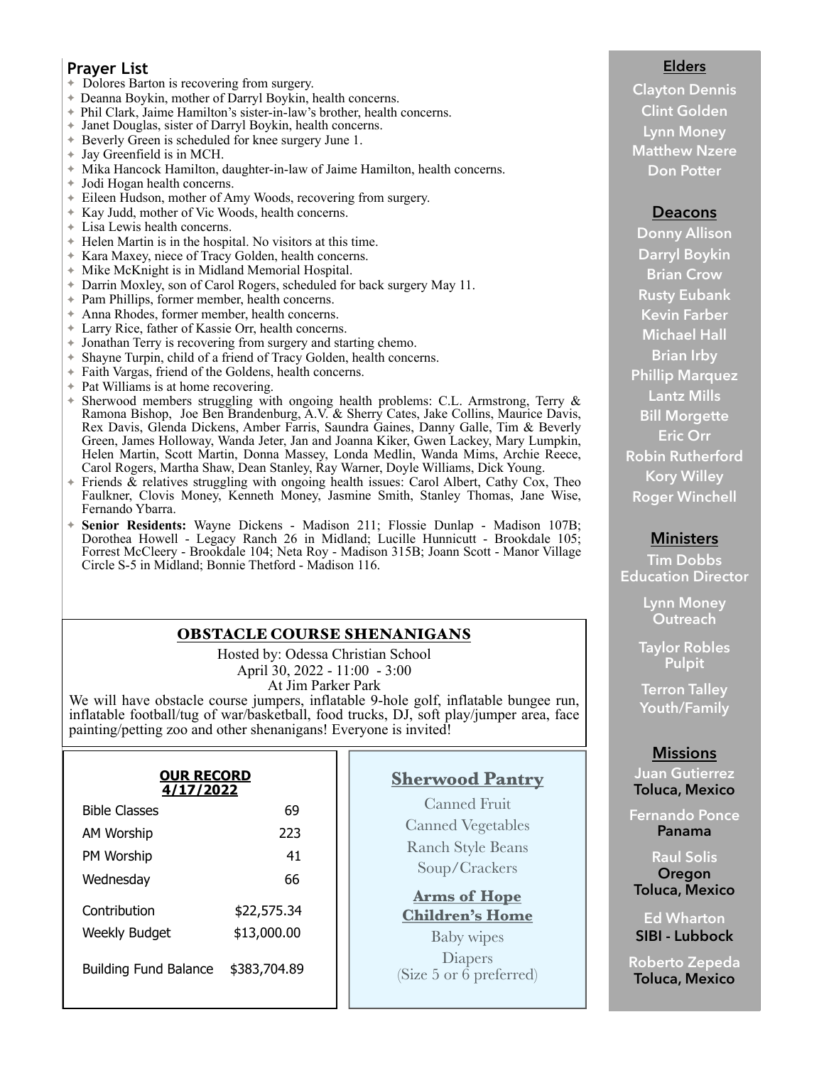## Prayer List

- Dolores Barton is recovering from surgery.
- Deanna Boykin, mother of Darryl Boykin, health concerns.
- Phil Clark, Jaime Hamilton's sister-in-law's brother, health concerns.
- Janet Douglas, sister of Darryl Boykin, health concerns.
- Beverly Green is scheduled for knee surgery June 1.
- Jay Greenfield is in MCH.
- Mika Hancock Hamilton, daughter-in-law of Jaime Hamilton, health concerns.
- Jodi Hogan health concerns.
- Eileen Hudson, mother of Amy Woods, recovering from surgery.
- Kay Judd, mother of Vic Woods, health concerns.
- Lisa Lewis health concerns.
- Helen Martin is in the hospital. No visitors at this time.
- Kara Maxey, niece of Tracy Golden, health concerns.
- Mike McKnight is in Midland Memorial Hospital.
- Darrin Moxley, son of Carol Rogers, scheduled for back surgery May 11.
- Pam Phillips, former member, health concerns.
- Anna Rhodes, former member, health concerns.
- Larry Rice, father of Kassie Orr, health concerns.
- Jonathan Terry is recovering from surgery and starting chemo.
- Shayne Turpin, child of a friend of Tracy Golden, health concerns.
- Faith Vargas, friend of the Goldens, health concerns.
- Pat Williams is at home recovering.
- Sherwood members struggling with ongoing health problems: C.L. Armstrong, Terry & Ramona Bishop, Joe Ben Brandenburg, A.V. & Sherry Cates, Jake Collins, Maurice Davis, Rex Davis, Glenda Dickens, Amber Farris, Saundra Gaines, Danny Galle, Tim & Beverly Green, James Holloway, Wanda Jeter, Jan and Joanna Kiker, Gwen Lackey, Mary Lumpkin, Helen Martin, Scott Martin, Donna Massey, Londa Medlin, Wanda Mims, Archie Reece, Carol Rogers, Martha Shaw, Dean Stanley, Ray Warner, Doyle Williams, Dick Young.
- Friends & relatives struggling with ongoing health issues: Carol Albert, Cathy Cox, Theo Faulkner, Clovis Money, Kenneth Money, Jasmine Smith, Stanley Thomas, Jane Wise, Fernando Ybarra.
- **Senior Residents:** Wayne Dickens - Madison 211; Flossie Dunlap - Madison 107B; Dorothea Howell - Legacy Ranch 26 in Midland; Lucille Hunnicutt - Brookdale 105; Forrest McCleery - Brookdale 104; Neta Roy - Madison 315B; Joann Scott - Manor Village Circle S-5 in Midland; Bonnie Thetford - Madison 116.

## OBSTACLE COURSE SHENANIGANS

Hosted by: Odessa Christian School
April 30, 2022 - 11:00 - 3:00
At Jim Parker Park

We will have obstacle course jumpers, inflatable 9-hole golf, inflatable bungee run, inflatable football/tug of war/basketball, food trucks, DJ, soft play/jumper area, face painting/petting zoo and other shenanigans! Everyone is invited!

### OUR RECORD 4/17/2022

| | |
|---|---|
| Bible Classes | 69 |
| AM Worship | 223 |
| PM Worship | 41 |
| Wednesday | 66 |
| Contribution | $22,575.34 |
| Weekly Budget | $13,000.00 |
| Building Fund Balance | $383,704.89 |

### Sherwood Pantry

Canned Fruit
Canned Vegetables
Ranch Style Beans
Soup/Crackers

### Arms of Hope Children's Home

Baby wipes
Diapers
(Size 5 or 6 preferred)

### Elders

Clayton Dennis
Clint Golden
Lynn Money
Matthew Nzere
Don Potter

### Deacons

Donny Allison
Darryl Boykin
Brian Crow
Rusty Eubank
Kevin Farber
Michael Hall
Brian Irby
Phillip Marquez
Lantz Mills
Bill Morgette
Eric Orr
Robin Rutherford
Kory Willey
Roger Winchell

### Ministers

Tim Dobbs
Education Director

Lynn Money
Outreach

Taylor Robles
Pulpit

Terron Talley
Youth/Family

### Missions

Juan Gutierrez
Toluca, Mexico

Fernando Ponce
Panama

Raul Solis
Oregon
Toluca, Mexico

Ed Wharton
SIBI - Lubbock

Roberto Zepeda
Toluca, Mexico